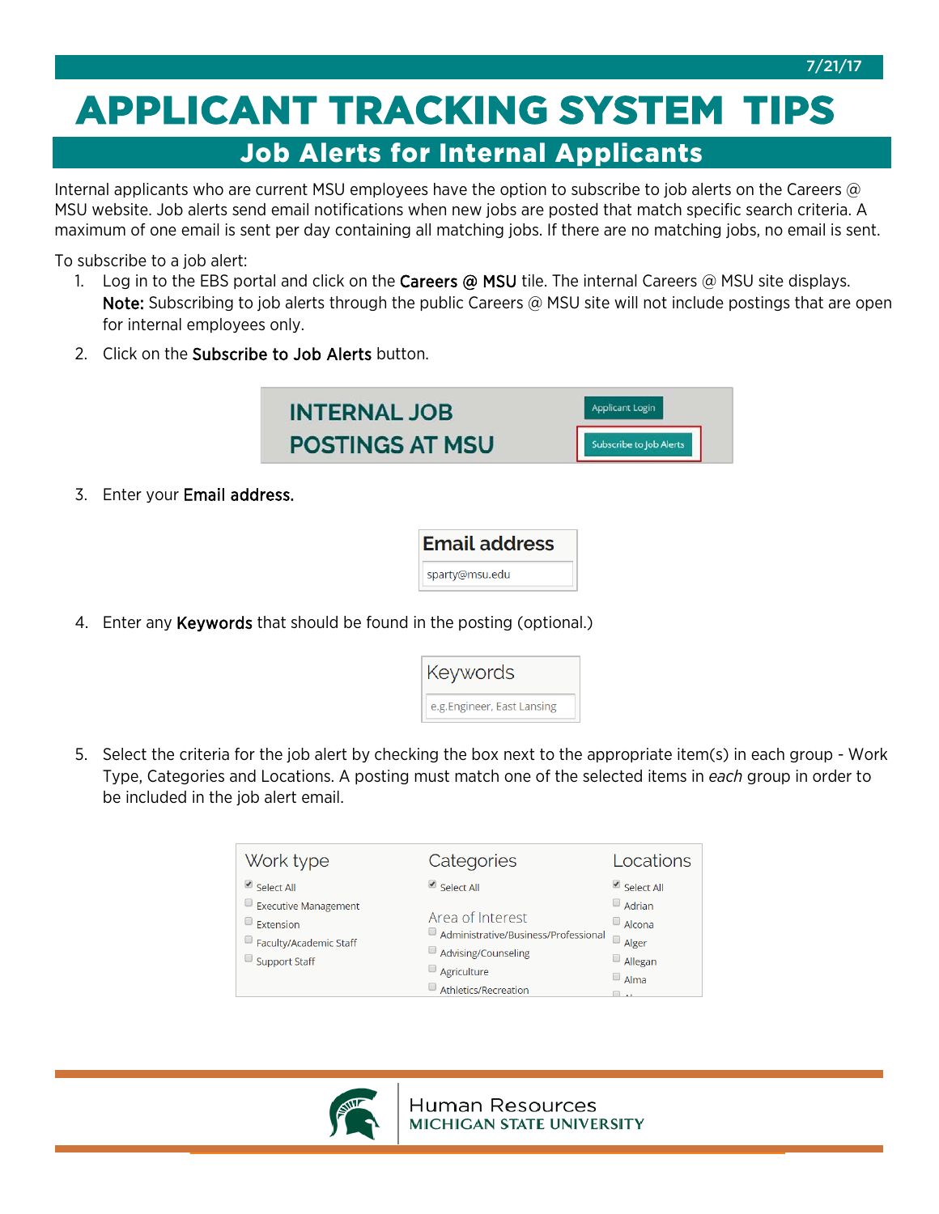# APPLICANT TRACKING SYSTEM TIPS

## Job Alerts for Internal Applicants

Internal applicants who are current MSU employees have the option to subscribe to job alerts on the Careers @ MSU website. Job alerts send email notifications when new jobs are posted that match specific search criteria. A maximum of one email is sent per day containing all matching jobs. If there are no matching jobs, no email is sent.

To subscribe to a job alert:

1. Log in to the EBS portal and click on the **Careers @ MSU** tile. The internal Careers @ MSU site displays.
   **Note:** Subscribing to job alerts through the public Careers @ MSU site will not include postings that are open for internal employees only.
2. Click on the **Subscribe to Job Alerts** button.

   INTERNAL JOB POSTINGS AT MSU — Applicant Login | Subscribe to Job Alerts

3. Enter your **Email address.**

   Email address: sparty@msu.edu

4. Enter any **Keywords** that should be found in the posting (optional.)

   Keywords: e.g.Engineer, East Lansing

5. Select the criteria for the job alert by checking the box next to the appropriate item(s) in each group - Work Type, Categories and Locations. A posting must match one of the selected items in *each* group in order to be included in the job alert email.

| Work type | Categories | Locations |
|---|---|---|
| ☑ Select All | ☑ Select All | ☑ Select All |
| ☐ Executive Management | Area of Interest | ☐ Adrian |
| ☐ Extension | ☐ Administrative/Business/Professional | ☐ Alcona |
| ☐ Faculty/Academic Staff | ☐ Advising/Counseling | ☐ Alger |
| ☐ Support Staff | ☐ Agriculture | ☐ Allegan |
| | ☐ Athletics/Recreation | ☐ Alma |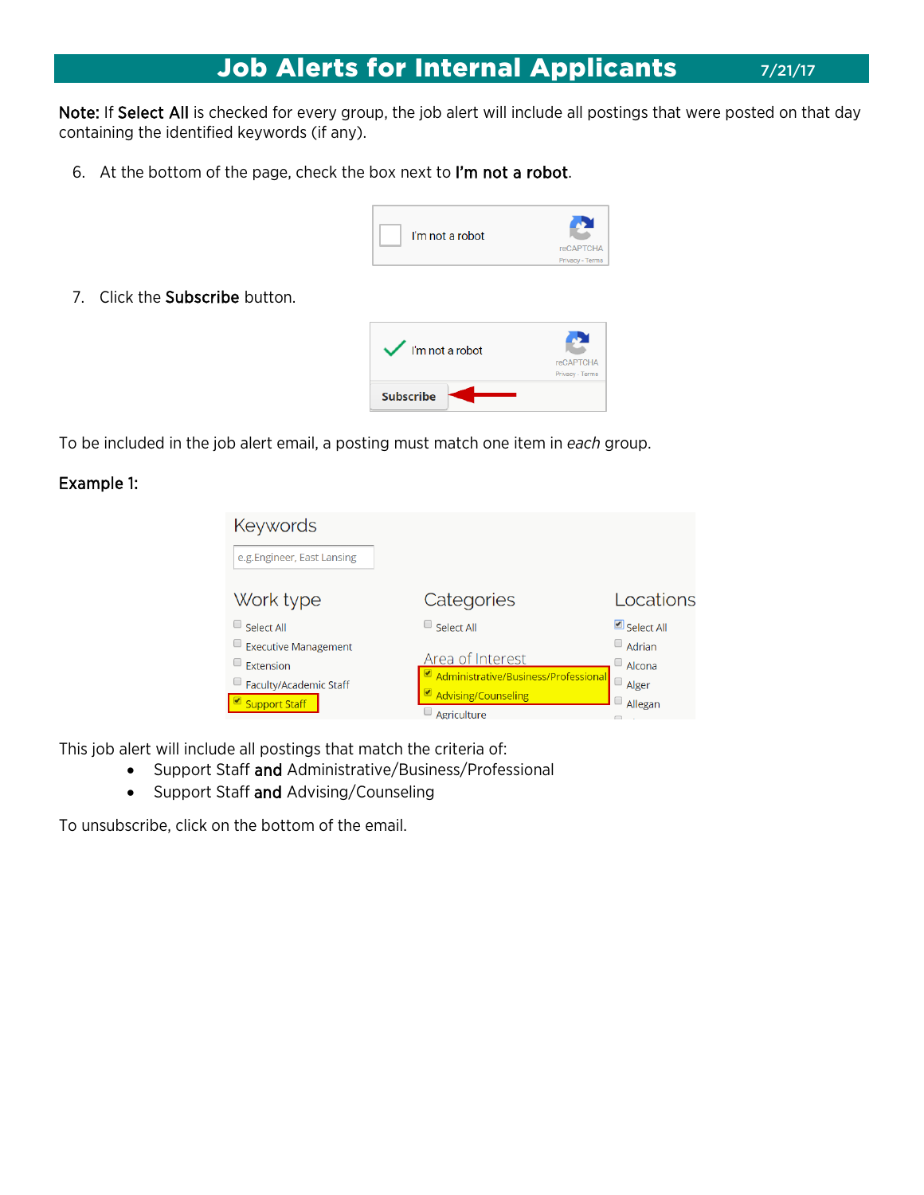# Job Alerts for Internal Applicants 7/21/17

**Note:** If **Select All** is checked for every group, the job alert will include all postings that were posted on that day containing the identified keywords (if any).

6. At the bottom of the page, check the box next to **I'm not a robot**.

7. Click the **Subscribe** button.

To be included in the job alert email, a posting must match one item in *each* group.

**Example 1:**

This job alert will include all postings that match the criteria of:

- Support Staff **and** Administrative/Business/Professional
- Support Staff **and** Advising/Counseling

To unsubscribe, click on the bottom of the email.